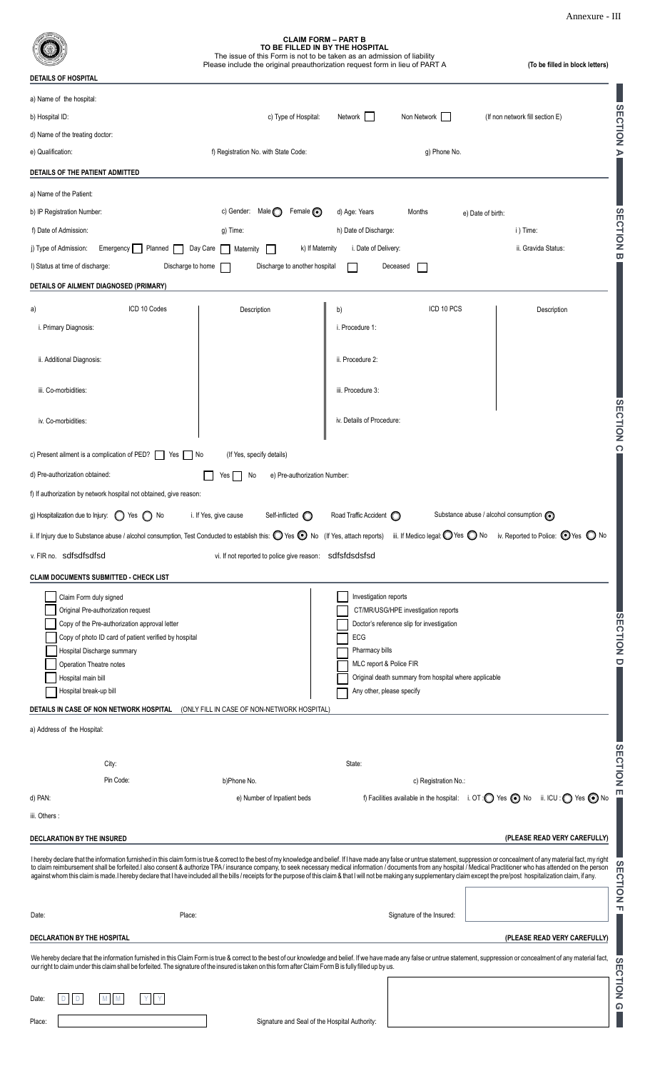Annexure - III

# CLAIM FORM – PART B
## TO BE FILLED IN BY THE HOSPITAL

The issue of this Form is not to be taken as an admission of liability

Please include the original preauthorization request form in lieu of PART A

**(To be filled in block letters)**

## SECTION A

**DETAILS OF HOSPITAL**

a) Name of the hospital:

b) Hospital ID: c) Type of Hospital: Network ☐ Non Network ☐ (If non network fill section E)

d) Name of the treating doctor:

e) Qualification: f) Registration No. with State Code: g) Phone No.

## SECTION B

**DETAILS OF THE PATIENT ADMITTED**

a) Name of the Patient:

b) IP Registration Number: c) Gender: Male ○ Female ◉ d) Age: Years Months e) Date of birth:

f) Date of Admission: g) Time: h) Date of Discharge: i ) Time:

j) Type of Admission: Emergency ☐ Planned ☐ Day Care ☐ Maternity ☐ k) If Maternity i. Date of Delivery: ii. Gravida Status:

l) Status at time of discharge: Discharge to home ☐ Discharge to another hospital ☐ Deceased ☐

## SECTION C

**DETAILS OF AILMENT DIAGNOSED (PRIMARY)**

| a) | ICD 10 Codes | Description | b) | ICD 10 PCS | Description |
|---|---|---|---|---|---|
| i. Primary Diagnosis: | | | i. Procedure 1: | | |
| ii. Additional Diagnosis: | | | ii. Procedure 2: | | |
| iii. Co-morbidities: | | | iii. Procedure 3: | | |
| iv. Co-morbidities: | | | iv. Details of Procedure: | | |

c) Present ailment is a complication of PED? ☐ Yes ☐ No (If Yes, specify details)

d) Pre-authorization obtained: ☐ Yes ☐ No e) Pre-authorization Number:

f) If authorization by network hospital not obtained, give reason:

g) Hospitalization due to Injury: ○ Yes ○ No i. If Yes, give cause Self-inflicted ○ Road Traffic Accident ○ Substance abuse / alcohol consumption ◉

ii. If Injury due to Substance abuse / alcohol consumption, Test Conducted to establish this: ○ Yes ◉ No (If Yes, attach reports) iii. If Medico legal: ○ Yes ○ No iv. Reported to Police: ◉ Yes ○ No

v. FIR no. sdfsdfsdfsd vi. If not reported to police give reason: sdfsfdsdsfsd

## SECTION D

**CLAIM DOCUMENTS SUBMITTED - CHECK LIST**

- ☐ Claim Form duly signed
- ☐ Original Pre-authorization request
- ☐ Copy of the Pre-authorization approval letter
- ☐ Copy of photo ID card of patient verified by hospital
- ☐ Hospital Discharge summary
- ☐ Operation Theatre notes
- ☐ Hospital main bill
- ☐ Hospital break-up bill
- ☐ Investigation reports
- ☐ CT/MR/USG/HPE investigation reports
- ☐ Doctor's reference slip for investigation
- ☐ ECG
- ☐ Pharmacy bills
- ☐ MLC report & Police FIR
- ☐ Original death summary from hospital where applicable
- ☐ Any other, please specify

## SECTION E

**DETAILS IN CASE OF NON NETWORK HOSPITAL** (ONLY FILL IN CASE OF NON-NETWORK HOSPITAL)

a) Address of the Hospital:

City: State:

Pin Code: b)Phone No. c) Registration No.:

d) PAN: e) Number of Inpatient beds f) Facilities available in the hospital: i. OT : ○ Yes ◉ No ii. ICU : ○ Yes ◉ No

iii. Others :

## SECTION F

**DECLARATION BY THE INSURED** **(PLEASE READ VERY CAREFULLY)**

I hereby declare that the information furnished in this claim form is true & correct to the best of my knowledge and belief. If I have made any false or untrue statement, suppression or concealment of any material fact, my right to claim reimbursement shall be forfeited.I also consent & authorize TPA / insurance company, to seek necessary medical information / documents from any hospital / Medical Practitioner who has attended on the person against whom this claim is made. I hereby declare that I have included all the bills / receipts for the purpose of this claim & that I will not be making any supplementary claim except the pre/post hospitalization claim, if any.

Date: Place: Signature of the Insured:

## SECTION G

**DECLARATION BY THE HOSPITAL** **(PLEASE READ VERY CAREFULLY)**

We hereby declare that the information furnished in this Claim Form is true & correct to the best of our knowledge and belief. If we have made any false or untrue statement, suppression or concealment of any material fact, our right to claim under this claim shall be forfeited. The signature of the insured is taken on this form after Claim Form B is fully filled up by us.

Date: D D M M Y Y

Place: Signature and Seal of the Hospital Authority: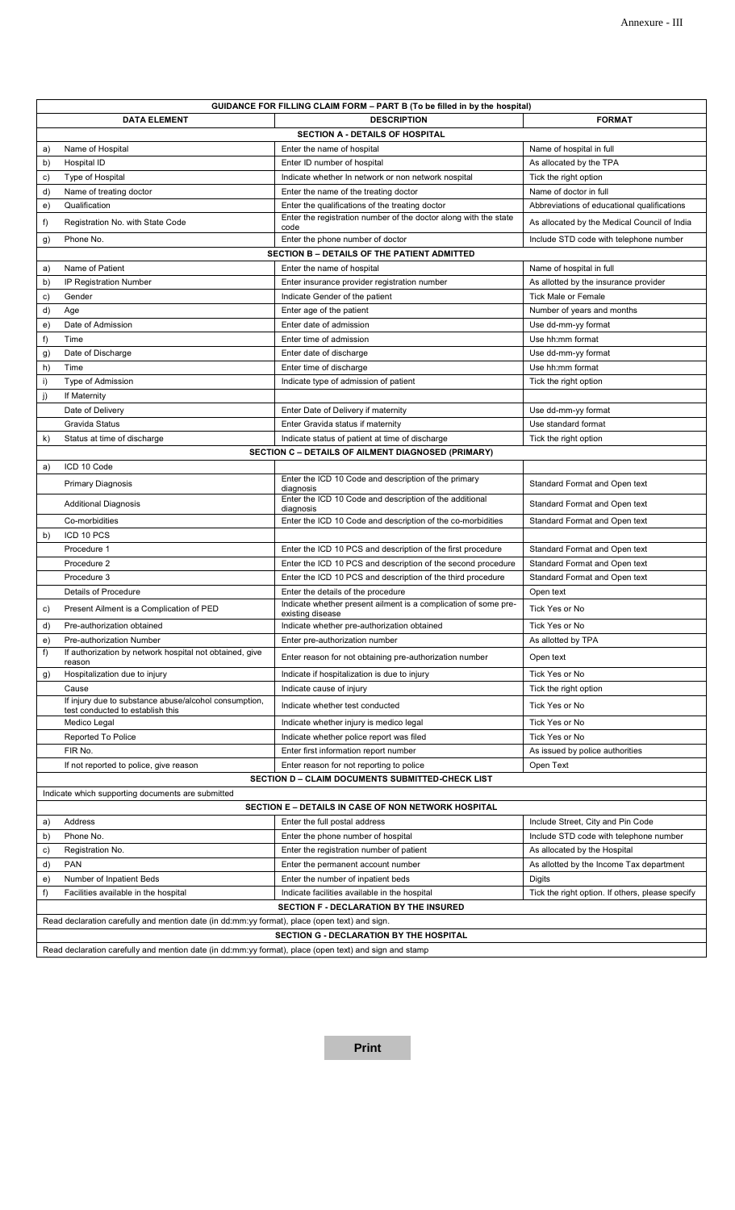Annexure - III

| | | | |
|---|---|---|---|
| **GUIDANCE FOR FILLING CLAIM FORM – PART B (To be filled in by the hospital)** | | | |
| | **DATA ELEMENT** | **DESCRIPTION** | **FORMAT** |
| **SECTION A - DETAILS OF HOSPITAL** | | | |
| a) | Name of Hospital | Enter the name of hospital | Name of hospital in full |
| b) | Hospital ID | Enter ID number of hospital | As allocated by the TPA |
| c) | Type of Hospital | Indicate whether In network or non network hospital | Tick the right option |
| d) | Name of treating doctor | Enter the name of the treating doctor | Name of doctor in full |
| e) | Qualification | Enter the qualifications of the treating doctor | Abbreviations of educational qualifications |
| f) | Registration No. with State Code | Enter the registration number of the doctor along with the state code | As allocated by the Medical Council of India |
| g) | Phone No. | Enter the phone number of doctor | Include STD code with telephone number |
| **SECTION B – DETAILS OF THE PATIENT ADMITTED** | | | |
| a) | Name of Patient | Enter the name of hospital | Name of hospital in full |
| b) | IP Registration Number | Enter insurance provider registration number | As allotted by the insurance provider |
| c) | Gender | Indicate Gender of the patient | Tick Male or Female |
| d) | Age | Enter age of the patient | Number of years and months |
| e) | Date of Admission | Enter date of admission | Use dd-mm-yy format |
| f) | Time | Enter time of admission | Use hh:mm format |
| g) | Date of Discharge | Enter date of discharge | Use dd-mm-yy format |
| h) | Time | Enter time of discharge | Use hh:mm format |
| i) | Type of Admission | Indicate type of admission of patient | Tick the right option |
| j) | If Maternity | | |
| | Date of Delivery | Enter Date of Delivery if maternity | Use dd-mm-yy format |
| | Gravida Status | Enter Gravida status if maternity | Use standard format |
| k) | Status at time of discharge | Indicate status of patient at time of discharge | Tick the right option |
| **SECTION C – DETAILS OF AILMENT DIAGNOSED (PRIMARY)** | | | |
| a) | ICD 10 Code | | |
| | Primary Diagnosis | Enter the ICD 10 Code and description of the primary diagnosis | Standard Format and Open text |
| | Additional Diagnosis | Enter the ICD 10 Code and description of the additional diagnosis | Standard Format and Open text |
| | Co-morbidities | Enter the ICD 10 Code and description of the co-morbidities | Standard Format and Open text |
| b) | ICD 10 PCS | | |
| | Procedure 1 | Enter the ICD 10 PCS and description of the first procedure | Standard Format and Open text |
| | Procedure 2 | Enter the ICD 10 PCS and description of the second procedure | Standard Format and Open text |
| | Procedure 3 | Enter the ICD 10 PCS and description of the third procedure | Standard Format and Open text |
| | Details of Procedure | Enter the details of the procedure | Open text |
| c) | Present Ailment is a Complication of PED | Indicate whether present ailment is a complication of some pre-existing disease | Tick Yes or No |
| d) | Pre-authorization obtained | Indicate whether pre-authorization obtained | Tick Yes or No |
| e) | Pre-authorization Number | Enter pre-authorization number | As allotted by TPA |
| f) | If authorization by network hospital not obtained, give reason | Enter reason for not obtaining pre-authorization number | Open text |
| g) | Hospitalization due to injury | Indicate if hospitalization is due to injury | Tick Yes or No |
| | Cause | Indicate cause of injury | Tick the right option |
| | If injury due to substance abuse/alcohol consumption, test conducted to establish this | Indicate whether test conducted | Tick Yes or No |
| | Medico Legal | Indicate whether injury is medico legal | Tick Yes or No |
| | Reported To Police | Indicate whether police report was filed | Tick Yes or No |
| | FIR No. | Enter first information report number | As issued by police authorities |
| | If not reported to police, give reason | Enter reason for not reporting to police | Open Text |
| **SECTION D – CLAIM DOCUMENTS SUBMITTED-CHECK LIST** | | | |
| Indicate which supporting documents are submitted | | | |
| **SECTION E – DETAILS IN CASE OF NON NETWORK HOSPITAL** | | | |
| a) | Address | Enter the full postal address | Include Street, City and Pin Code |
| b) | Phone No. | Enter the phone number of hospital | Include STD code with telephone number |
| c) | Registration No. | Enter the registration number of patient | As allocated by the Hospital |
| d) | PAN | Enter the permanent account number | As allotted by the Income Tax department |
| e) | Number of Inpatient Beds | Enter the number of inpatient beds | Digits |
| f) | Facilities available in the hospital | Indicate facilities available in the hospital | Tick the right option. If others, please specify |
| **SECTION F - DECLARATION BY THE INSURED** | | | |
| Read declaration carefully and mention date (in dd:mm:yy format), place (open text) and sign. | | | |
| **SECTION G - DECLARATION BY THE HOSPITAL** | | | |
| Read declaration carefully and mention date (in dd:mm:yy format), place (open text) and sign and stamp | | | |

**Print**